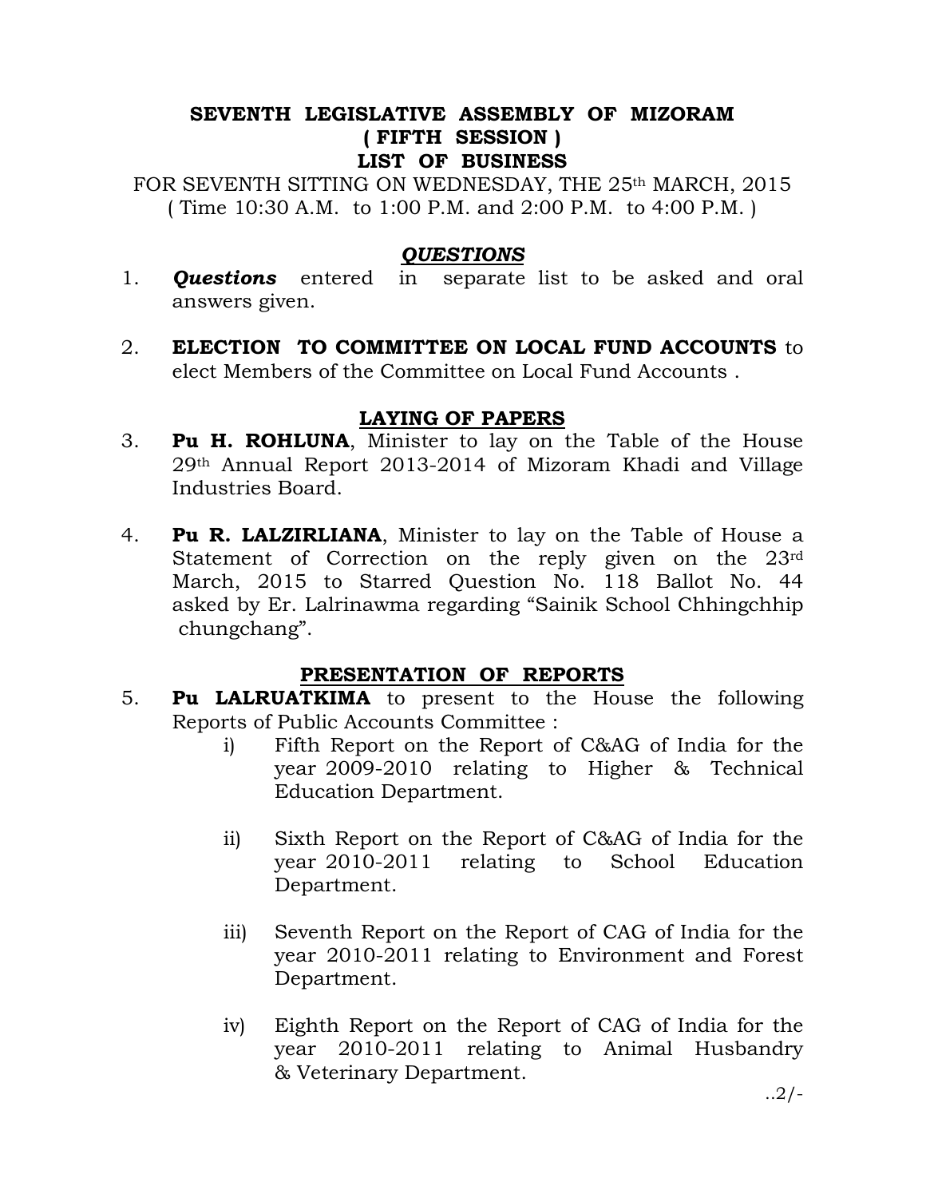# SEVENTH LEGISLATIVE ASSEMBLY OF MIZORAM
## ( FIFTH SESSION )
## LIST OF BUSINESS

FOR SEVENTH SITTING ON WEDNESDAY, THE 25th MARCH, 2015
( Time 10:30 A.M. to 1:00 P.M. and 2:00 P.M. to 4:00 P.M. )

### ***QUESTIONS***

1. ***Questions*** entered in separate list to be asked and oral answers given.

2. **ELECTION TO COMMITTEE ON LOCAL FUND ACCOUNTS** to elect Members of the Committee on Local Fund Accounts .

### LAYING OF PAPERS

3. **Pu H. ROHLUNA**, Minister to lay on the Table of the House 29th Annual Report 2013-2014 of Mizoram Khadi and Village Industries Board.

4. **Pu R. LALZIRLIANA**, Minister to lay on the Table of House a Statement of Correction on the reply given on the 23rd March, 2015 to Starred Question No. 118 Ballot No. 44 asked by Er. Lalrinawma regarding "Sainik School Chhingchhip chungchang".

### PRESENTATION OF REPORTS

5. **Pu LALRUATKIMA** to present to the House the following Reports of Public Accounts Committee :

   i) Fifth Report on the Report of C&AG of India for the year 2009-2010 relating to Higher & Technical Education Department.

   ii) Sixth Report on the Report of C&AG of India for the year 2010-2011 relating to School Education Department.

   iii) Seventh Report on the Report of CAG of India for the year 2010-2011 relating to Environment and Forest Department.

   iv) Eighth Report on the Report of CAG of India for the year 2010-2011 relating to Animal Husbandry & Veterinary Department.

..2/-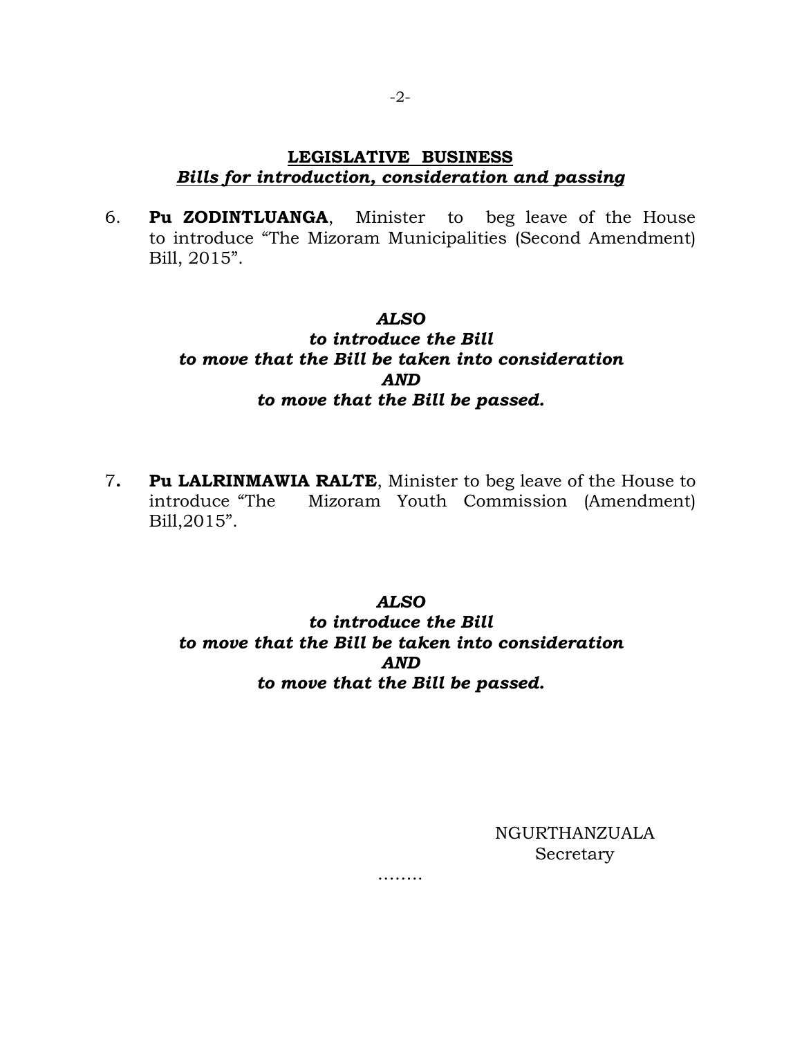## LEGISLATIVE BUSINESS

***Bills for introduction, consideration and passing***

6. **Pu ZODINTLUANGA**, Minister to beg leave of the House to introduce "The Mizoram Municipalities (Second Amendment) Bill, 2015".

***ALSO***
***to introduce the Bill***
***to move that the Bill be taken into consideration***
***AND***
***to move that the Bill be passed.***

7. **Pu LALRINMAWIA RALTE**, Minister to beg leave of the House to introduce "The Mizoram Youth Commission (Amendment) Bill,2015".

***ALSO***
***to introduce the Bill***
***to move that the Bill be taken into consideration***
***AND***
***to move that the Bill be passed.***

NGURTHANZUALA
Secretary

……..